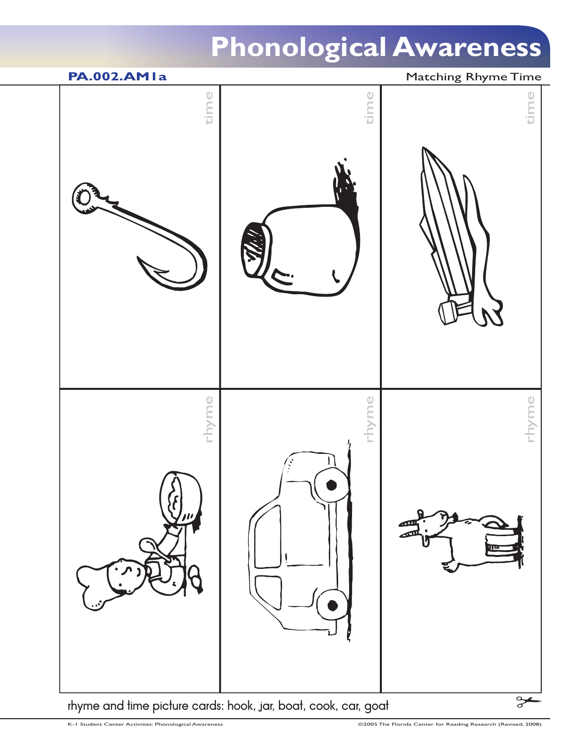# Phonological Awareness

**PA.002.AM1a** Matching Rhyme Time

| time | time | time |
|---|---|---|
| rhyme | rhyme | rhyme |

rhyme and time picture cards: hook, jar, boat, cook, car, goat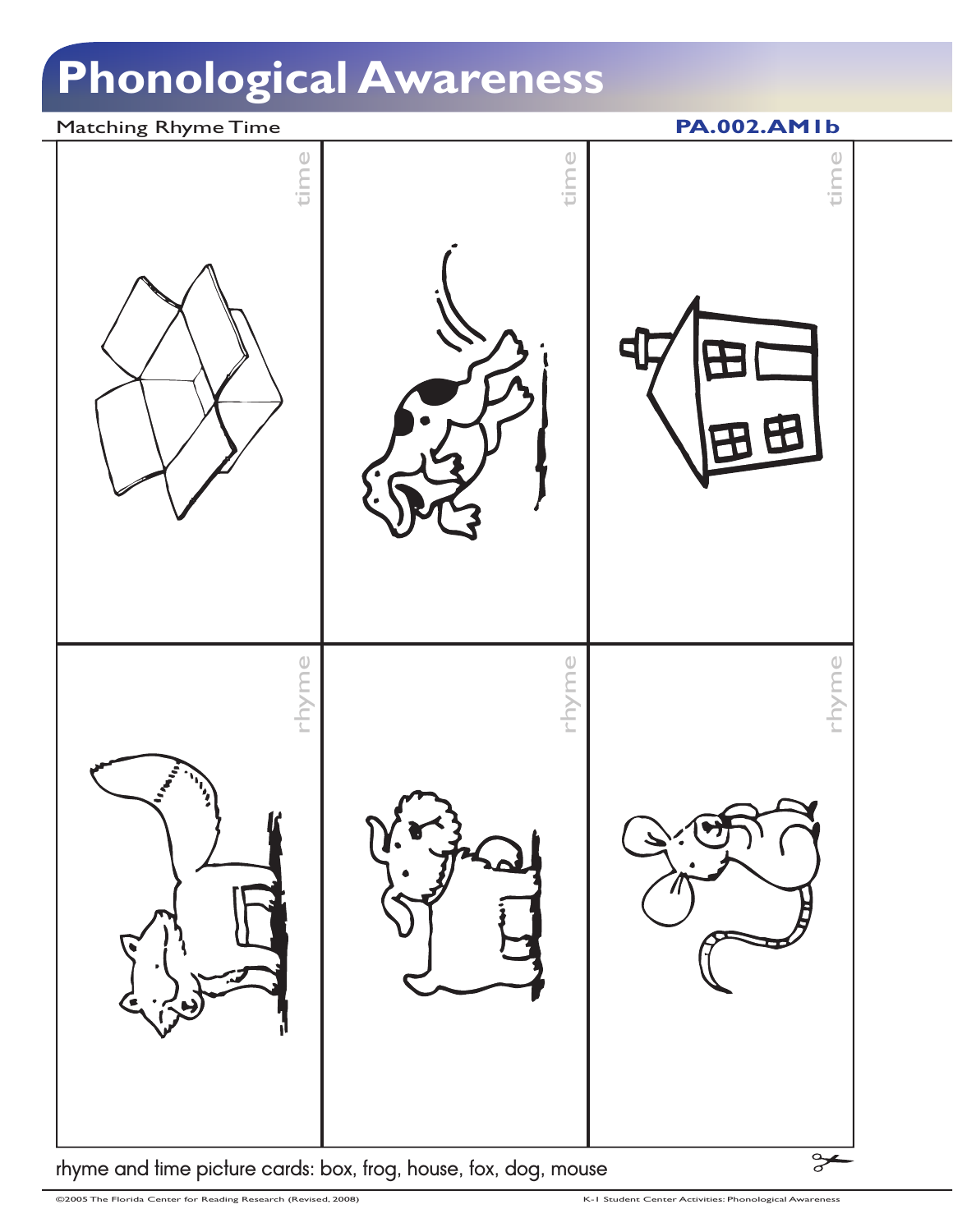# Phonological Awareness

Matching Rhyme Time **PA.002.AM1b**

| time | time | time |
|---|---|---|
| rhyme | rhyme | rhyme |

rhyme and time picture cards: box, frog, house, fox, dog, mouse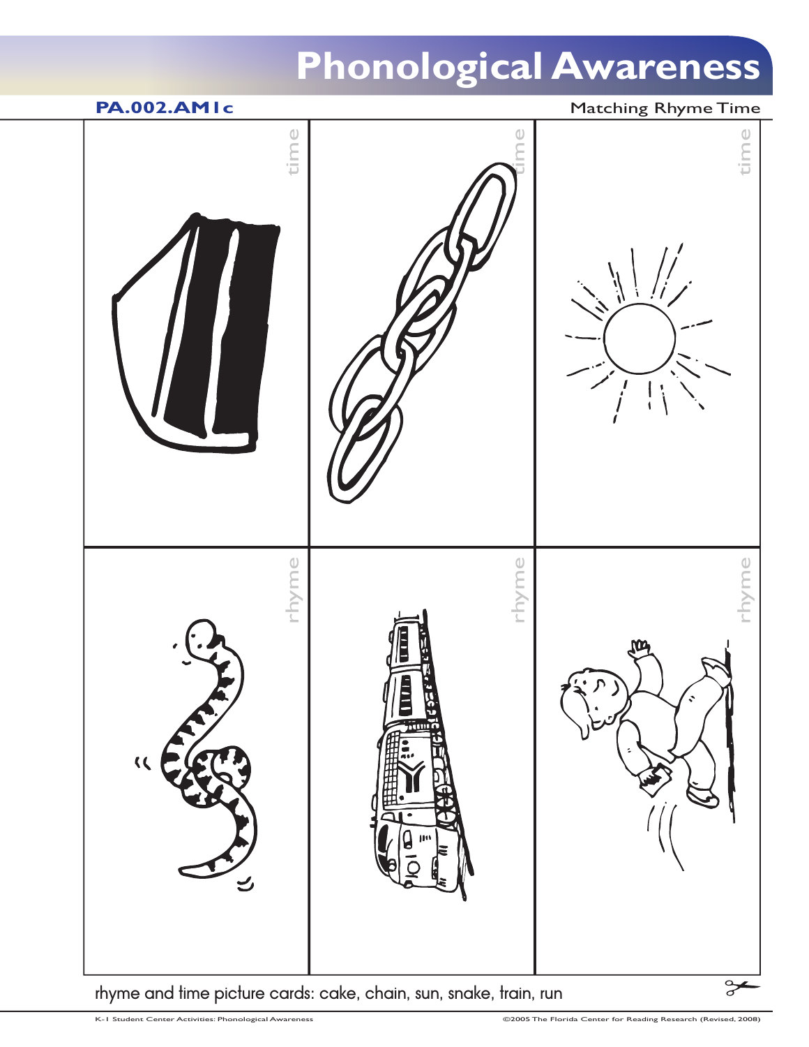# Phonological Awareness

**PA.002.AM1c** Matching Rhyme Time

| time | time | time |
| --- | --- | --- |
| rhyme | rhyme | rhyme |

rhyme and time picture cards: cake, chain, sun, snake, train, run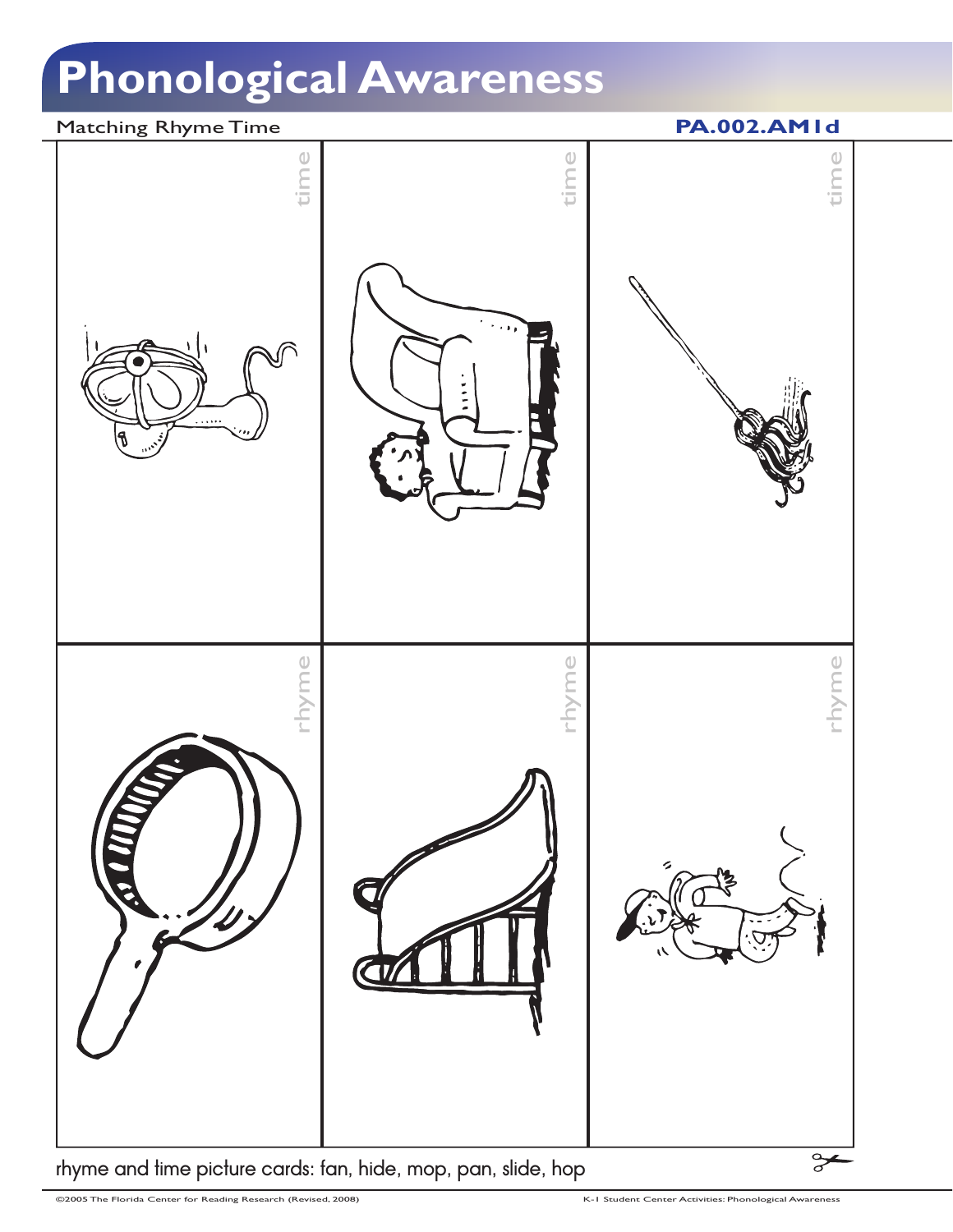# Phonological Awareness

Matching Rhyme Time

**PA.002.AM1d**

time

time

time

rhyme

rhyme

rhyme

rhyme and time picture cards: fan, hide, mop, pan, slide, hop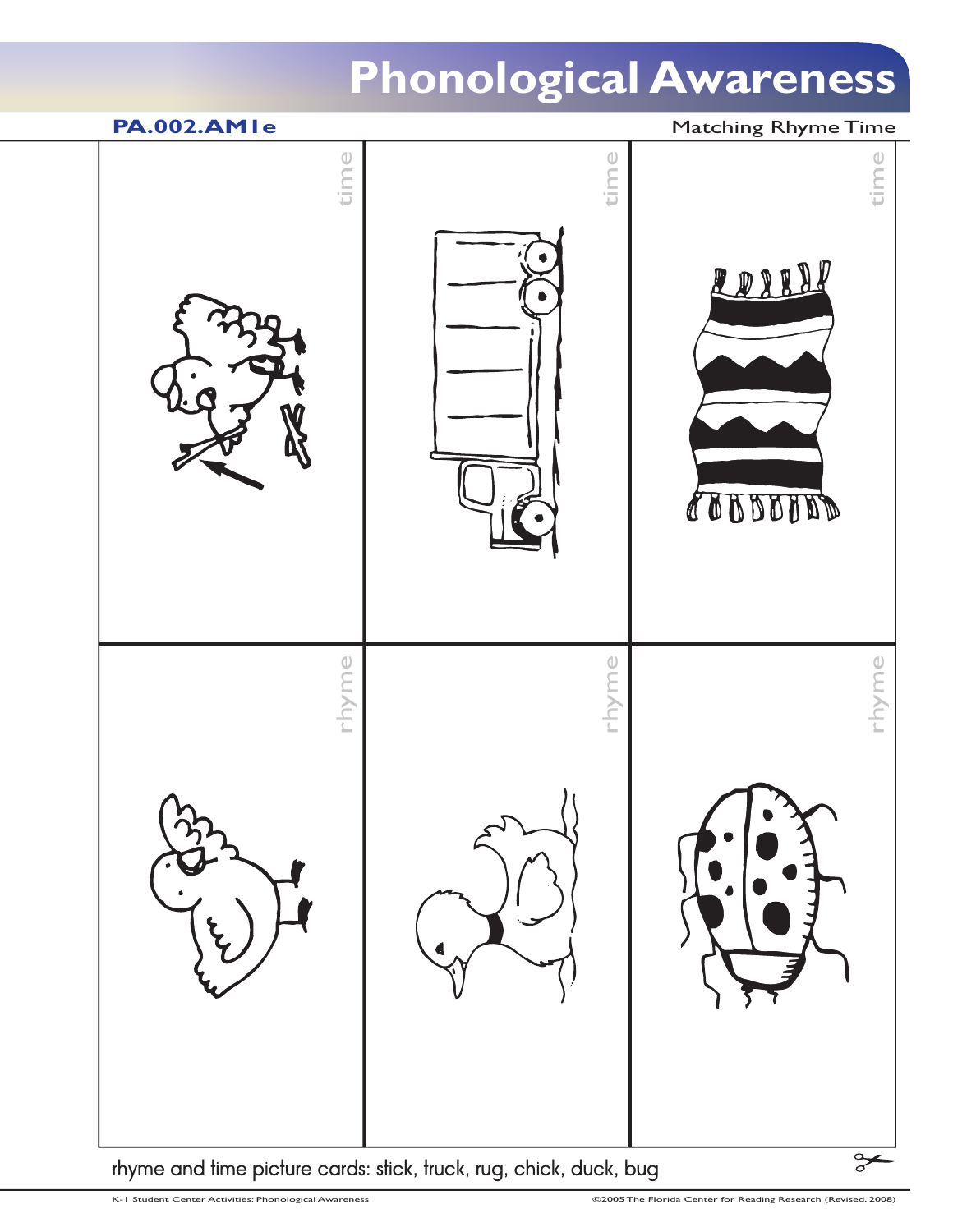# Phonological Awareness

**PA.002.AM1e**

Matching Rhyme Time

time

time

time

rhyme

rhyme

rhyme

rhyme and time picture cards: stick, truck, rug, chick, duck, bug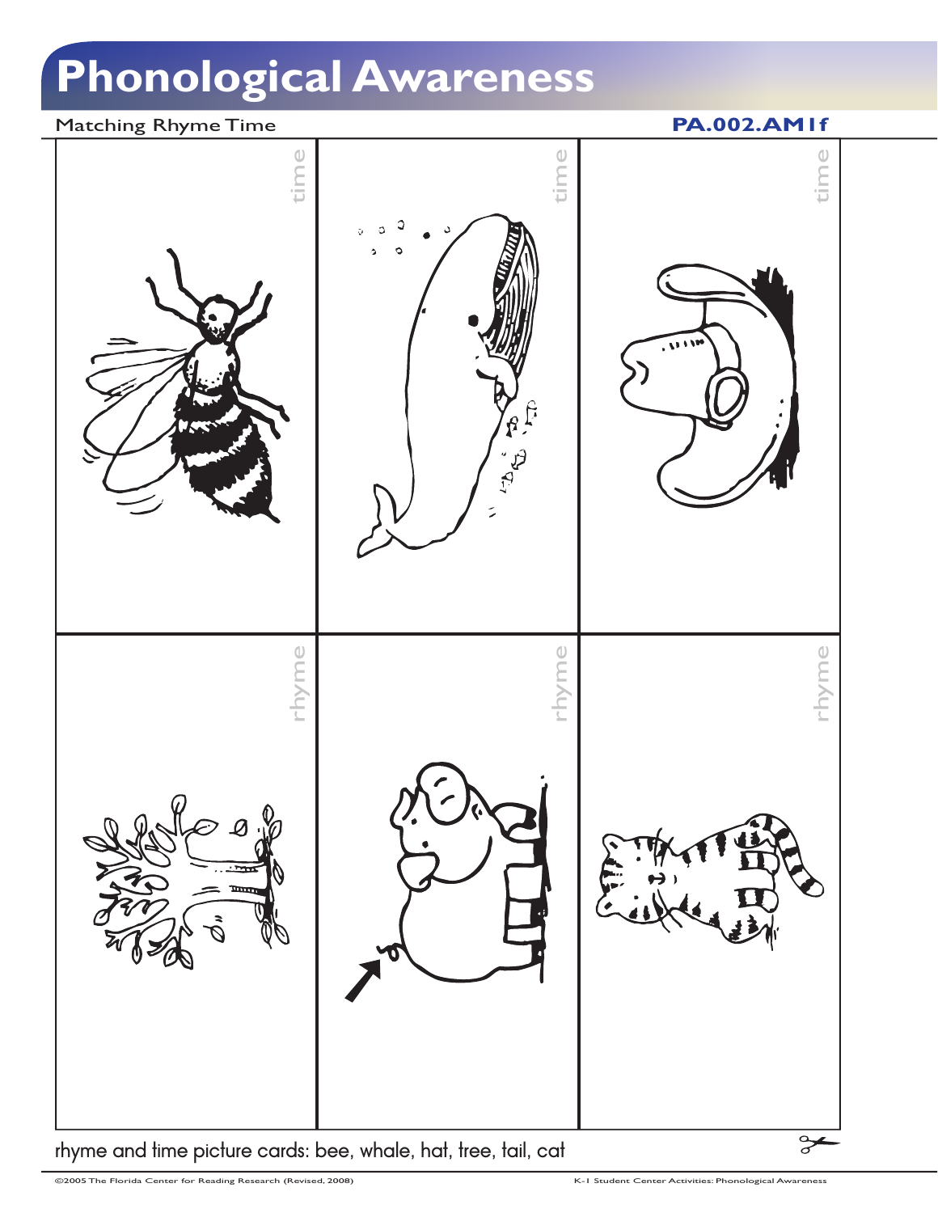# Phonological Awareness

Matching Rhyme Time **PA.002.AM1f**

time

time

time

rhyme

rhyme

rhyme

rhyme and time picture cards: bee, whale, hat, tree, tail, cat